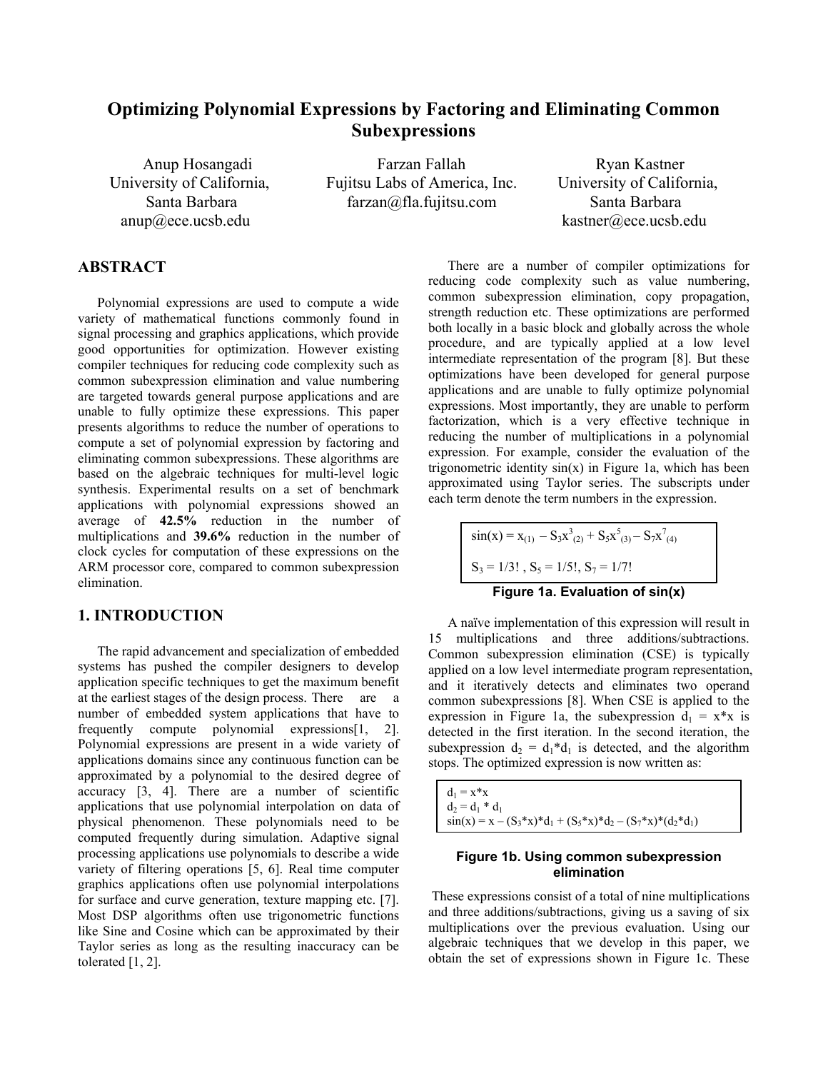# Optimizing Polynomial Expressions by Factoring and Eliminating Common Subexpressions

Anup Hosangadi
University of California, Santa Barbara
anup@ece.ucsb.edu

Farzan Fallah
Fujitsu Labs of America, Inc.
farzan@fla.fujitsu.com

Ryan Kastner
University of California, Santa Barbara
kastner@ece.ucsb.edu

## ABSTRACT

Polynomial expressions are used to compute a wide variety of mathematical functions commonly found in signal processing and graphics applications, which provide good opportunities for optimization. However existing compiler techniques for reducing code complexity such as common subexpression elimination and value numbering are targeted towards general purpose applications and are unable to fully optimize these expressions. This paper presents algorithms to reduce the number of operations to compute a set of polynomial expression by factoring and eliminating common subexpressions. These algorithms are based on the algebraic techniques for multi-level logic synthesis. Experimental results on a set of benchmark applications with polynomial expressions showed an average of **42.5%** reduction in the number of multiplications and **39.6%** reduction in the number of clock cycles for computation of these expressions on the ARM processor core, compared to common subexpression elimination.

## 1. INTRODUCTION

The rapid advancement and specialization of embedded systems has pushed the compiler designers to develop application specific techniques to get the maximum benefit at the earliest stages of the design process. There are a number of embedded system applications that have to frequently compute polynomial expressions[1, 2]. Polynomial expressions are present in a wide variety of applications domains since any continuous function can be approximated by a polynomial to the desired degree of accuracy [3, 4]. There are a number of scientific applications that use polynomial interpolation on data of physical phenomenon. These polynomials need to be computed frequently during simulation. Adaptive signal processing applications use polynomials to describe a wide variety of filtering operations [5, 6]. Real time computer graphics applications often use polynomial interpolations for surface and curve generation, texture mapping etc. [7]. Most DSP algorithms often use trigonometric functions like Sine and Cosine which can be approximated by their Taylor series as long as the resulting inaccuracy can be tolerated [1, 2].

There are a number of compiler optimizations for reducing code complexity such as value numbering, common subexpression elimination, copy propagation, strength reduction etc. These optimizations are performed both locally in a basic block and globally across the whole procedure, and are typically applied at a low level intermediate representation of the program [8]. But these optimizations have been developed for general purpose applications and are unable to fully optimize polynomial expressions. Most importantly, they are unable to perform factorization, which is a very effective technique in reducing the number of multiplications in a polynomial expression. For example, consider the evaluation of the trigonometric identity sin(x) in Figure 1a, which has been approximated using Taylor series. The subscripts under each term denote the term numbers in the expression.

$$\sin(x) = x_{(1)} - S_3x^3_{(2)} + S_5x^5_{(3)} - S_7x^7_{(4)}$$

$$S_3 = 1/3!\ ,\ S_5 = 1/5!,\ S_7 = 1/7!$$

**Figure 1a. Evaluation of sin(x)**

A naïve implementation of this expression will result in 15 multiplications and three additions/subtractions. Common subexpression elimination (CSE) is typically applied on a low level intermediate program representation, and it iteratively detects and eliminates two operand common subexpressions [8]. When CSE is applied to the expression in Figure 1a, the subexpression $d_1 = x*x$ is detected in the first iteration. In the second iteration, the subexpression $d_2 = d_1*d_1$ is detected, and the algorithm stops. The optimized expression is now written as:

$$d_1 = x*x$$
$$d_2 = d_1 * d_1$$
$$\sin(x) = x - (S_3*x)*d_1 + (S_5*x)*d_2 - (S_7*x)*(d_2*d_1)$$

**Figure 1b. Using common subexpression elimination**

These expressions consist of a total of nine multiplications and three additions/subtractions, giving us a saving of six multiplications over the previous evaluation. Using our algebraic techniques that we develop in this paper, we obtain the set of expressions shown in Figure 1c. These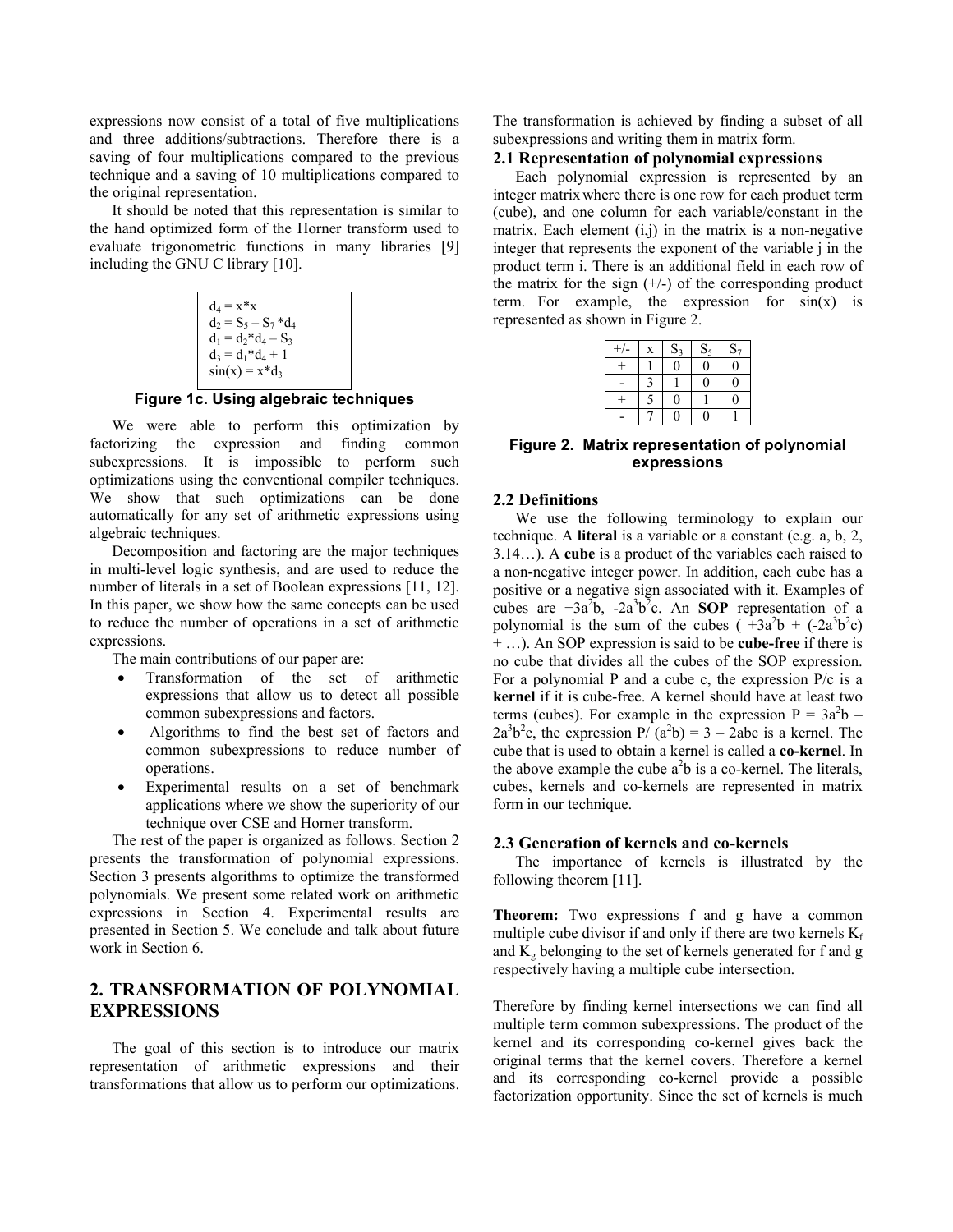expressions now consist of a total of five multiplications and three additions/subtractions. Therefore there is a saving of four multiplications compared to the previous technique and a saving of 10 multiplications compared to the original representation.

It should be noted that this representation is similar to the hand optimized form of the Horner transform used to evaluate trigonometric functions in many libraries [9] including the GNU C library [10].

```
d4 = x*x
d2 = S5 – S7*d4
d1 = d2*d4 – S3
d3 = d1*d4 + 1
sin(x) = x*d3
```

**Figure 1c. Using algebraic techniques**

We were able to perform this optimization by factorizing the expression and finding common subexpressions. It is impossible to perform such optimizations using the conventional compiler techniques. We show that such optimizations can be done automatically for any set of arithmetic expressions using algebraic techniques.

Decomposition and factoring are the major techniques in multi-level logic synthesis, and are used to reduce the number of literals in a set of Boolean expressions [11, 12]. In this paper, we show how the same concepts can be used to reduce the number of operations in a set of arithmetic expressions.

The main contributions of our paper are:

- Transformation of the set of arithmetic expressions that allow us to detect all possible common subexpressions and factors.
- Algorithms to find the best set of factors and common subexpressions to reduce number of operations.
- Experimental results on a set of benchmark applications where we show the superiority of our technique over CSE and Horner transform.

The rest of the paper is organized as follows. Section 2 presents the transformation of polynomial expressions. Section 3 presents algorithms to optimize the transformed polynomials. We present some related work on arithmetic expressions in Section 4. Experimental results are presented in Section 5. We conclude and talk about future work in Section 6.

## 2. TRANSFORMATION OF POLYNOMIAL EXPRESSIONS

The goal of this section is to introduce our matrix representation of arithmetic expressions and their transformations that allow us to perform our optimizations. The transformation is achieved by finding a subset of all subexpressions and writing them in matrix form.

### 2.1 Representation of polynomial expressions

Each polynomial expression is represented by an integer matrix where there is one row for each product term (cube), and one column for each variable/constant in the matrix. Each element (i,j) in the matrix is a non-negative integer that represents the exponent of the variable j in the product term i. There is an additional field in each row of the matrix for the sign (+/-) of the corresponding product term. For example, the expression for sin(x) is represented as shown in Figure 2.

| +/- | x | $S_3$ | $S_5$ | $S_7$ |
|---|---|---|---|---|
| + | 1 | 0 | 0 | 0 |
| - | 3 | 1 | 0 | 0 |
| + | 5 | 0 | 1 | 0 |
| - | 7 | 0 | 0 | 1 |

**Figure 2. Matrix representation of polynomial expressions**

### 2.2 Definitions

We use the following terminology to explain our technique. A **literal** is a variable or a constant (e.g. a, b, 2, 3.14…). A **cube** is a product of the variables each raised to a non-negative integer power. In addition, each cube has a positive or a negative sign associated with it. Examples of cubes are $+3a^2b$, $-2a^3b^2c$. An **SOP** representation of a polynomial is the sum of the cubes ( $+3a^2b$ + $(-2a^3b^2c)$ + …). An SOP expression is said to be **cube-free** if there is no cube that divides all the cubes of the SOP expression. For a polynomial P and a cube c, the expression P/c is a **kernel** if it is cube-free. A kernel should have at least two terms (cubes). For example in the expression $P = 3a^2b - 2a^3b^2c$, the expression $P/(a^2b) = 3 - 2abc$ is a kernel. The cube that is used to obtain a kernel is called a **co-kernel**. In the above example the cube $a^2b$ is a co-kernel. The literals, cubes, kernels and co-kernels are represented in matrix form in our technique.

### 2.3 Generation of kernels and co-kernels

The importance of kernels is illustrated by the following theorem [11].

**Theorem:** Two expressions f and g have a common multiple cube divisor if and only if there are two kernels $K_f$ and $K_g$ belonging to the set of kernels generated for f and g respectively having a multiple cube intersection.

Therefore by finding kernel intersections we can find all multiple term common subexpressions. The product of the kernel and its corresponding co-kernel gives back the original terms that the kernel covers. Therefore a kernel and its corresponding co-kernel provide a possible factorization opportunity. Since the set of kernels is much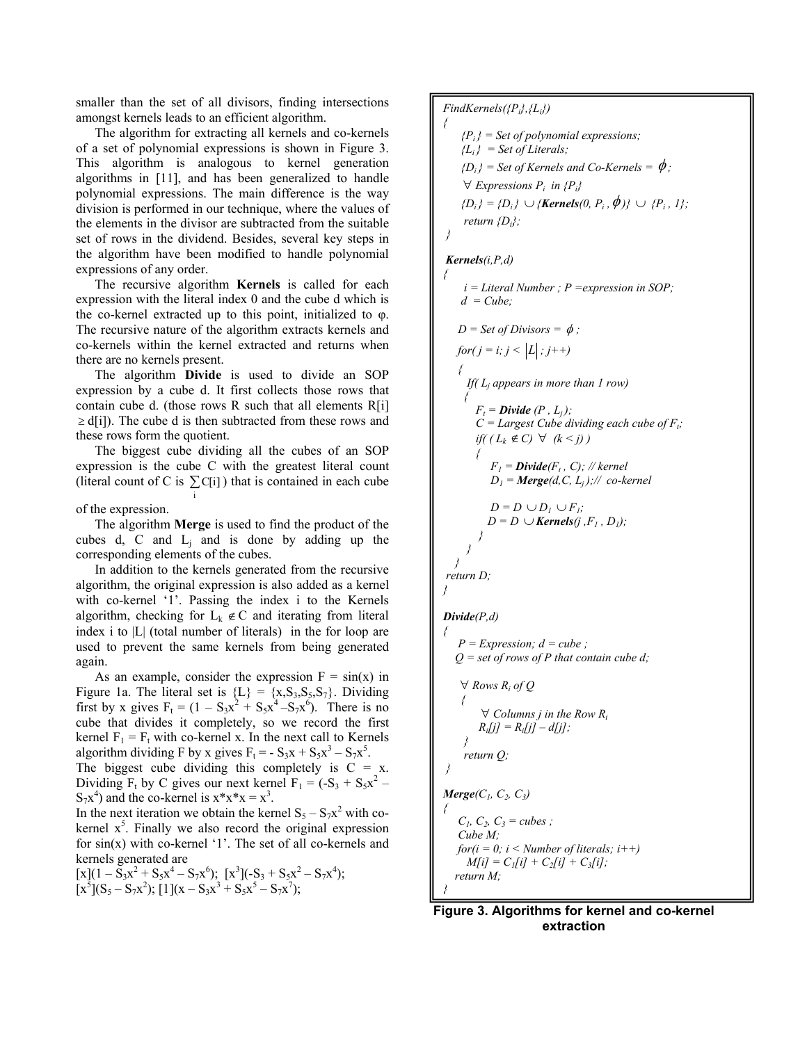smaller than the set of all divisors, finding intersections amongst kernels leads to an efficient algorithm.

The algorithm for extracting all kernels and co-kernels of a set of polynomial expressions is shown in Figure 3. This algorithm is analogous to kernel generation algorithms in [11], and has been generalized to handle polynomial expressions. The main difference is the way division is performed in our technique, where the values of the elements in the divisor are subtracted from the suitable set of rows in the dividend. Besides, several key steps in the algorithm have been modified to handle polynomial expressions of any order.

The recursive algorithm **Kernels** is called for each expression with the literal index 0 and the cube d which is the co-kernel extracted up to this point, initialized to φ. The recursive nature of the algorithm extracts kernels and co-kernels within the kernel extracted and returns when there are no kernels present.

The algorithm **Divide** is used to divide an SOP expression by a cube d. It first collects those rows that contain cube d. (those rows R such that all elements $R[i] \geq d[i]$). The cube d is then subtracted from these rows and these rows form the quotient.

The biggest cube dividing all the cubes of an SOP expression is the cube C with the greatest literal count (literal count of C is $\sum_i C[i]$) that is contained in each cube of the expression.

The algorithm **Merge** is used to find the product of the cubes d, C and $L_j$ and is done by adding up the corresponding elements of the cubes.

In addition to the kernels generated from the recursive algorithm, the original expression is also added as a kernel with co-kernel '1'. Passing the index i to the Kernels algorithm, checking for $L_k \notin C$ and iterating from literal index i to |L| (total number of literals) in the for loop are used to prevent the same kernels from being generated again.

As an example, consider the expression F = sin(x) in Figure 1a. The literal set is {L} = {$x,S_3,S_5,S_7$}. Dividing first by x gives $F_t = (1 - S_3x^2 + S_5x^4 - S_7x^6)$. There is no cube that divides it completely, so we record the first kernel $F_1 = F_t$ with co-kernel x. In the next call to Kernels algorithm dividing F by x gives $F_t = - S_3x + S_5x^3 - S_7x^5$. The biggest cube dividing this completely is C = x. Dividing $F_t$ by C gives our next kernel $F_1 = (-S_3 + S_5x^2 - S_7x^4)$ and the co-kernel is $x*x*x = x^3$.
In the next iteration we obtain the kernel $S_5 - S_7x^2$ with co-kernel $x^5$. Finally we also record the original expression for sin(x) with co-kernel '1'. The set of all co-kernels and kernels generated are
$[x](1 - S_3x^2 + S_5x^4 - S_7x^6)$; $[x^3](-S_3 + S_5x^2 - S_7x^4)$; $[x^5](S_5 - S_7x^2)$; $[1](x - S_3x^3 + S_5x^5 - S_7x^7)$;

```
FindKernels({Pi},{Li})
{
   {Pi} = Set of polynomial expressions;
   {Li} = Set of Literals;
   {Di} = Set of Kernels and Co-Kernels = ϕ;
   ∀ Expressions Pi in {Pi}
   {Di} = {Di} ∪ {Kernels(0, Pi , ϕ)} ∪ {Pi , 1};
   return {Di};
}

Kernels(i,P,d)
{
   i = Literal Number ; P = expression in SOP;
   d = Cube;

   D = Set of Divisors = ϕ ;
   for( j = i; j < |L| ; j++)
   {
     If( Lj appears in more than 1 row)
     {
       Ft = Divide (P , Lj );
       C = Largest Cube dividing each cube of Ft;
       if( ( Lk ∉ C) ∀ (k < j) )
       {
          F1 = Divide(Ft , C); // kernel
          D1 = Merge(d,C, Lj );// co-kernel

          D = D ∪ D1 ∪ F1;
          D = D ∪ Kernels(j ,F1 , D1);
       }
     }
   }
 return D;
}

Divide(P,d)
{
   P = Expression; d = cube ;
   Q = set of rows of P that contain cube d;

   ∀ Rows Ri of Q
   {
      ∀ Columns j in the Row Ri
      Ri[j] = Ri[j] – d[j];
   }
   return Q;
}

Merge(C1, C2, C3)
{
   C1, C2, C3 = cubes ;
   Cube M;
   for(i = 0; i < Number of literals; i++)
     M[i] = C1[i] + C2[i] + C3[i];
   return M;
}
```

**Figure 3. Algorithms for kernel and co-kernel extraction**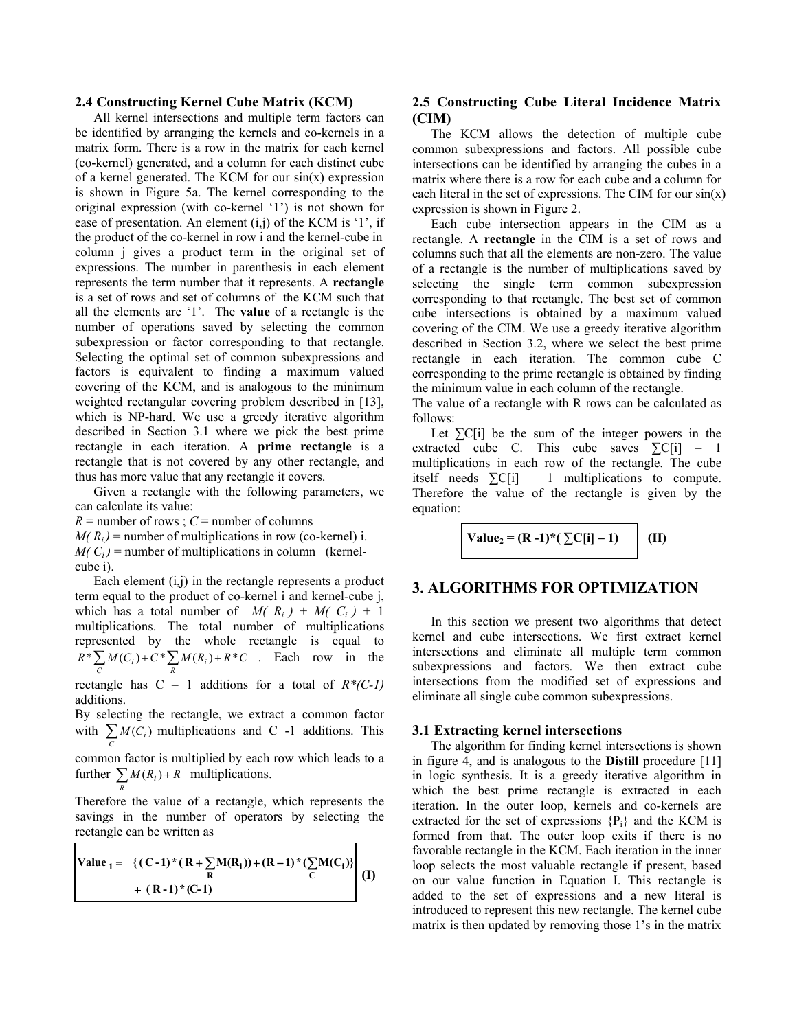### 2.4 Constructing Kernel Cube Matrix (KCM)

All kernel intersections and multiple term factors can be identified by arranging the kernels and co-kernels in a matrix form. There is a row in the matrix for each kernel (co-kernel) generated, and a column for each distinct cube of a kernel generated. The KCM for our sin(x) expression is shown in Figure 5a. The kernel corresponding to the original expression (with co-kernel '1') is not shown for ease of presentation. An element (i,j) of the KCM is '1', if the product of the co-kernel in row i and the kernel-cube in column j gives a product term in the original set of expressions. The number in parenthesis in each element represents the term number that it represents. A **rectangle** is a set of rows and set of columns of the KCM such that all the elements are '1'. The **value** of a rectangle is the number of operations saved by selecting the common subexpression or factor corresponding to that rectangle. Selecting the optimal set of common subexpressions and factors is equivalent to finding a maximum valued covering of the KCM, and is analogous to the minimum weighted rectangular covering problem described in [13], which is NP-hard. We use a greedy iterative algorithm described in Section 3.1 where we pick the best prime rectangle in each iteration. A **prime rectangle** is a rectangle that is not covered by any other rectangle, and thus has more value that any rectangle it covers.

Given a rectangle with the following parameters, we can calculate its value:

$R$ = number of rows ; $C$ = number of columns

$M(R_i)$ = number of multiplications in row (co-kernel) i.

$M(C_i)$ = number of multiplications in column (kernel-cube i).

Each element (i,j) in the rectangle represents a product term equal to the product of co-kernel i and kernel-cube j, which has a total number of $M(R_i) + M(C_i) + 1$ multiplications. The total number of multiplications represented by the whole rectangle is equal to $R * \sum_C M(C_i) + C * \sum_R M(R_i) + R * C$ . Each row in the rectangle has C – 1 additions for a total of $R*(C-1)$ additions.

By selecting the rectangle, we extract a common factor with $\sum_C M(C_i)$ multiplications and C -1 additions. This common factor is multiplied by each row which leads to a further $\sum_R M(R_i) + R$ multiplications.

Therefore the value of a rectangle, which represents the savings in the number of operators by selecting the rectangle can be written as

$$\textbf{Value}_1 = \{(C-1)*(R + \sum_R M(R_i)) + (R-1)*(\sum_C M(C_i)\} + (R-1)*(C-1) \quad \textbf{(I)}$$

### 2.5 Constructing Cube Literal Incidence Matrix (CIM)

The KCM allows the detection of multiple cube common subexpressions and factors. All possible cube intersections can be identified by arranging the cubes in a matrix where there is a row for each cube and a column for each literal in the set of expressions. The CIM for our sin(x) expression is shown in Figure 2.

Each cube intersection appears in the CIM as a rectangle. A **rectangle** in the CIM is a set of rows and columns such that all the elements are non-zero. The value of a rectangle is the number of multiplications saved by selecting the single term common subexpression corresponding to that rectangle. The best set of common cube intersections is obtained by a maximum valued covering of the CIM. We use a greedy iterative algorithm described in Section 3.2, where we select the best prime rectangle in each iteration. The common cube C corresponding to the prime rectangle is obtained by finding the minimum value in each column of the rectangle.

The value of a rectangle with R rows can be calculated as follows:

Let $\sum C[i]$ be the sum of the integer powers in the extracted cube C. This cube saves $\sum C[i] - 1$ multiplications in each row of the rectangle. The cube itself needs $\sum C[i] - 1$ multiplications to compute. Therefore the value of the rectangle is given by the equation:

$$\textbf{Value}_2 = (R-1)*(\sum C[i] - 1) \quad \textbf{(II)}$$

## 3. ALGORITHMS FOR OPTIMIZATION

In this section we present two algorithms that detect kernel and cube intersections. We first extract kernel intersections and eliminate all multiple term common subexpressions and factors. We then extract cube intersections from the modified set of expressions and eliminate all single cube common subexpressions.

### 3.1 Extracting kernel intersections

The algorithm for finding kernel intersections is shown in figure 4, and is analogous to the **Distill** procedure [11] in logic synthesis. It is a greedy iterative algorithm in which the best prime rectangle is extracted in each iteration. In the outer loop, kernels and co-kernels are extracted for the set of expressions $\{P_i\}$ and the KCM is formed from that. The outer loop exits if there is no favorable rectangle in the KCM. Each iteration in the inner loop selects the most valuable rectangle if present, based on our value function in Equation I. This rectangle is added to the set of expressions and a new literal is introduced to represent this new rectangle. The kernel cube matrix is then updated by removing those 1's in the matrix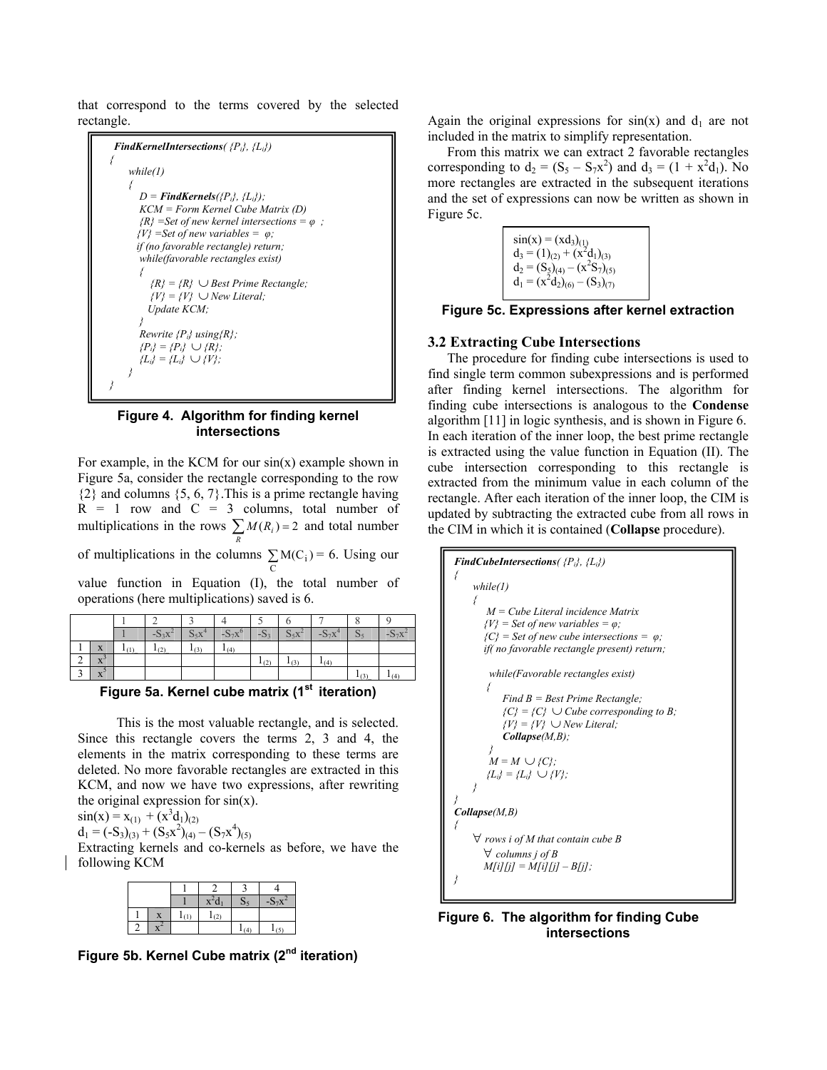that correspond to the terms covered by the selected rectangle.

```
FindKernelIntersections( {Pi}, {Li})
{
    while(1)
    {
        D = FindKernels({Pi}, {Li});
        KCM = Form Kernel Cube Matrix (D)
        {R} =Set of new kernel intersections = φ ;
        {V} =Set of new variables = φ;
        if (no favorable rectangle) return;
        while(favorable rectangles exist)
        {
            {R} = {R} ∪ Best Prime Rectangle;
            {V} = {V} ∪ New Literal;
            Update KCM;
        }
        Rewrite {Pi} using{R};
        {Pi} = {Pi} ∪ {R};
        {Li} = {Li} ∪ {V};
    }
}
```

**Figure 4. Algorithm for finding kernel intersections**

For example, in the KCM for our sin(x) example shown in Figure 5a, consider the rectangle corresponding to the row {2} and columns {5, 6, 7}.This is a prime rectangle having R = 1 row and C = 3 columns, total number of multiplications in the rows $\sum_R M(R_i) = 2$ and total number of multiplications in the columns $\sum_C \text{M}(\text{C}_i) = 6$. Using our value function in Equation (I), the total number of operations (here multiplications) saved is 6.

| | | 1 | 2 | 3 | 4 | 5 | 6 | 7 | 8 | 9 |
|---|---|---|---|---|---|---|---|---|---|---|
| | | 1 | $-S_3x^2$ | $S_5x^4$ | $-S_7x^6$ | $-S_3$ | $S_5x^2$ | $-S_7x^4$ | $S_5$ | $-S_7x^2$ |
| 1 | x | $1_{(1)}$ | $1_{(2)}$ | $1_{(3)}$ | $1_{(4)}$ | | | | | |
| 2 | $x^3$ | | | | | $1_{(2)}$ | $1_{(3)}$ | $1_{(4)}$ | | |
| 3 | $x^5$ | | | | | | | | $1_{(3)}$ | $1_{(4)}$ |

**Figure 5a. Kernel cube matrix (1st iteration)**

This is the most valuable rectangle, and is selected. Since this rectangle covers the terms 2, 3 and 4, the elements in the matrix corresponding to these terms are deleted. No more favorable rectangles are extracted in this KCM, and now we have two expressions, after rewriting the original expression for sin(x).

$\sin(x) = x_{(1)} + (x^3 d_1)_{(2)}$

$d_1 = (-S_3)_{(3)} + (S_5x^2)_{(4)} - (S_7x^4)_{(5)}$

Extracting kernels and co-kernels as before, we have the following KCM

| | | 1 | 2 | 3 | 4 |
|---|---|---|---|---|---|
| | | 1 | $x^2d_1$ | $S_5$ | $-S_7x^2$ |
| 1 | x | $1_{(1)}$ | $1_{(2)}$ | | |
| 2 | $x^2$ | | | $1_{(4)}$ | $1_{(5)}$ |

**Figure 5b. Kernel Cube matrix (2nd iteration)**

Again the original expressions for sin(x) and $d_1$ are not included in the matrix to simplify representation.

From this matrix we can extract 2 favorable rectangles corresponding to $d_2 = (S_5 - S_7x^2)$ and $d_3 = (1 + x^2d_1)$. No more rectangles are extracted in the subsequent iterations and the set of expressions can now be written as shown in Figure 5c.

$\sin(x) = (xd_3)_{(1)}$
$d_3 = (1)_{(2)} + (x^2d_1)_{(3)}$
$d_2 = (S_5)_{(4)} - (x^2S_7)_{(5)}$
$d_1 = (x^2d_2)_{(6)} - (S_3)_{(7)}$

**Figure 5c. Expressions after kernel extraction**

### 3.2 Extracting Cube Intersections

The procedure for finding cube intersections is used to find single term common subexpressions and is performed after finding kernel intersections. The algorithm for finding cube intersections is analogous to the **Condense** algorithm [11] in logic synthesis, and is shown in Figure 6. In each iteration of the inner loop, the best prime rectangle is extracted using the value function in Equation (II). The cube intersection corresponding to this rectangle is extracted from the minimum value in each column of the rectangle. After each iteration of the inner loop, the CIM is updated by subtracting the extracted cube from all rows in the CIM in which it is contained (**Collapse** procedure).

```
FindCubeIntersections( {Pi}, {Li})
{
    while(1)
    {
        M = Cube Literal incidence Matrix
        {V} = Set of new variables = φ;
        {C} = Set of new cube intersections = φ;
        if( no favorable rectangle present) return;

        while(Favorable rectangles exist)
        {
            Find B = Best Prime Rectangle;
            {C} = {C} ∪ Cube corresponding to B;
            {V} = {V} ∪ New Literal;
            Collapse(M,B);
        }
        M = M ∪ {C};
        {Li} = {Li} ∪ {V};
    }
}
Collapse(M,B)
{
    ∀ rows i of M that contain cube B
    ∀ columns j of B
    M[i][j] = M[i][j] – B[j];
}
```

**Figure 6. The algorithm for finding Cube intersections**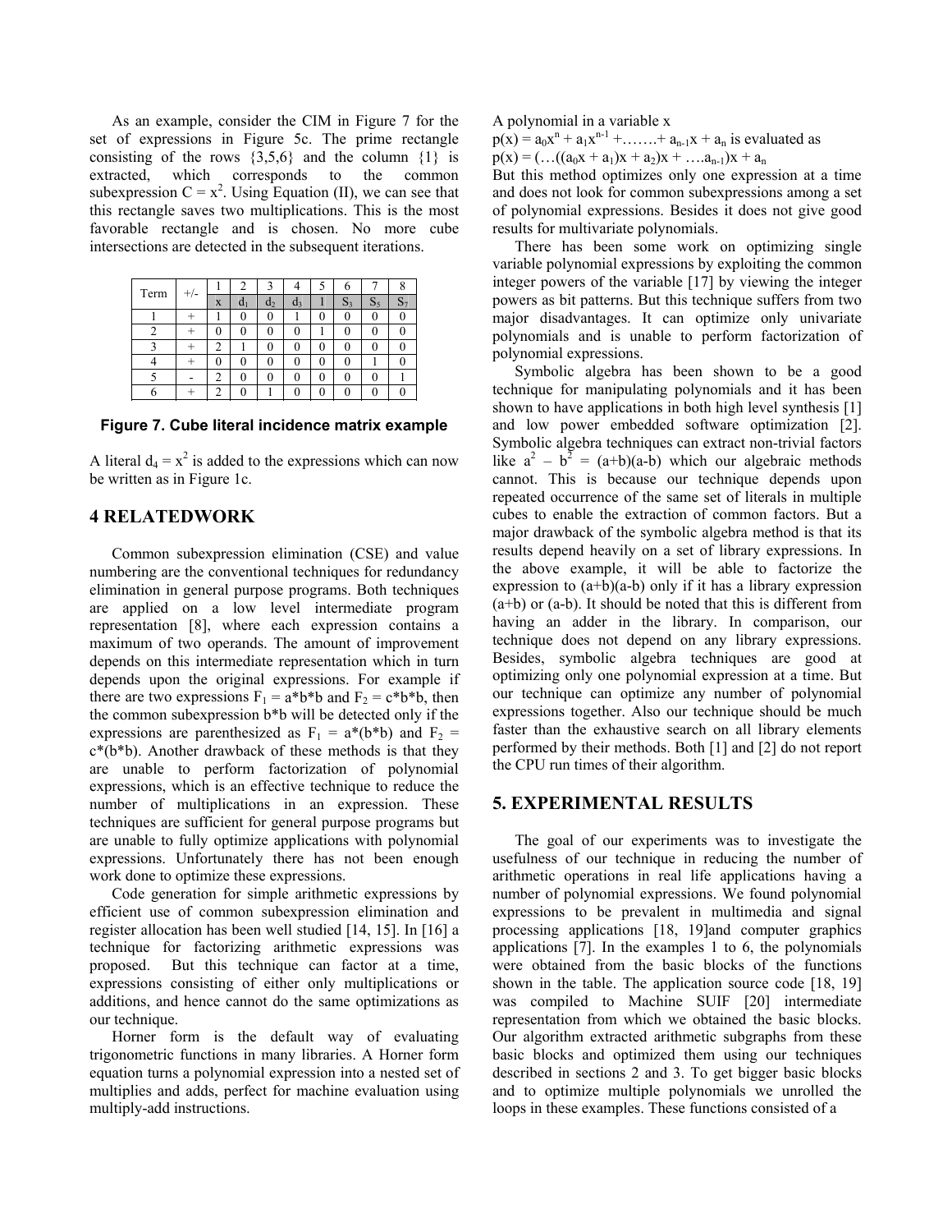As an example, consider the CIM in Figure 7 for the set of expressions in Figure 5c. The prime rectangle consisting of the rows {3,5,6} and the column {1} is extracted, which corresponds to the common subexpression $C = x^2$. Using Equation (II), we can see that this rectangle saves two multiplications. This is the most favorable rectangle and is chosen. No more cube intersections are detected in the subsequent iterations.

| Term | +/- | 1 | 2 | 3 | 4 | 5 | 6 | 7 | 8 |
|---|---|---|---|---|---|---|---|---|---|
| | | x | $d_1$ | $d_2$ | $d_3$ | 1 | $S_3$ | $S_5$ | $S_7$ |
| 1 | + | 1 | 0 | 0 | 1 | 0 | 0 | 0 | 0 |
| 2 | + | 0 | 0 | 0 | 0 | 1 | 0 | 0 | 0 |
| 3 | + | 2 | 1 | 0 | 0 | 0 | 0 | 0 | 0 |
| 4 | + | 0 | 0 | 0 | 0 | 0 | 0 | 1 | 0 |
| 5 | - | 2 | 0 | 0 | 0 | 0 | 0 | 0 | 1 |
| 6 | + | 2 | 0 | 1 | 0 | 0 | 0 | 0 | 0 |

**Figure 7. Cube literal incidence matrix example**

A literal $d_4 = x^2$ is added to the expressions which can now be written as in Figure 1c.

## 4 RELATEDWORK

Common subexpression elimination (CSE) and value numbering are the conventional techniques for redundancy elimination in general purpose programs. Both techniques are applied on a low level intermediate program representation [8], where each expression contains a maximum of two operands. The amount of improvement depends on this intermediate representation which in turn depends upon the original expressions. For example if there are two expressions $F_1 = a*b*b$ and $F_2 = c*b*b$, then the common subexpression $b*b$ will be detected only if the expressions are parenthesized as $F_1 = a*(b*b)$ and $F_2 = c*(b*b)$. Another drawback of these methods is that they are unable to perform factorization of polynomial expressions, which is an effective technique to reduce the number of multiplications in an expression. These techniques are sufficient for general purpose programs but are unable to fully optimize applications with polynomial expressions. Unfortunately there has not been enough work done to optimize these expressions.

Code generation for simple arithmetic expressions by efficient use of common subexpression elimination and register allocation has been well studied [14, 15]. In [16] a technique for factorizing arithmetic expressions was proposed. But this technique can factor at a time, expressions consisting of either only multiplications or additions, and hence cannot do the same optimizations as our technique.

Horner form is the default way of evaluating trigonometric functions in many libraries. A Horner form equation turns a polynomial expression into a nested set of multiplies and adds, perfect for machine evaluation using multiply-add instructions.

A polynomial in a variable x

$p(x) = a_0x^n + a_1x^{n-1} + \ldots\ldots + a_{n-1}x + a_n$ is evaluated as

$p(x) = (\ldots((a_0x + a_1)x + a_2)x + \ldots a_{n-1})x + a_n$

But this method optimizes only one expression at a time and does not look for common subexpressions among a set of polynomial expressions. Besides it does not give good results for multivariate polynomials.

There has been some work on optimizing single variable polynomial expressions by exploiting the common integer powers of the variable [17] by viewing the integer powers as bit patterns. But this technique suffers from two major disadvantages. It can optimize only univariate polynomials and is unable to perform factorization of polynomial expressions.

Symbolic algebra has been shown to be a good technique for manipulating polynomials and it has been shown to have applications in both high level synthesis [1] and low power embedded software optimization [2]. Symbolic algebra techniques can extract non-trivial factors like $a^2 - b^2 = (a+b)(a-b)$ which our algebraic methods cannot. This is because our technique depends upon repeated occurrence of the same set of literals in multiple cubes to enable the extraction of common factors. But a major drawback of the symbolic algebra method is that its results depend heavily on a set of library expressions. In the above example, it will be able to factorize the expression to $(a+b)(a-b)$ only if it has a library expression $(a+b)$ or $(a-b)$. It should be noted that this is different from having an adder in the library. In comparison, our technique does not depend on any library expressions. Besides, symbolic algebra techniques are good at optimizing only one polynomial expression at a time. But our technique can optimize any number of polynomial expressions together. Also our technique should be much faster than the exhaustive search on all library elements performed by their methods. Both [1] and [2] do not report the CPU run times of their algorithm.

## 5. EXPERIMENTAL RESULTS

The goal of our experiments was to investigate the usefulness of our technique in reducing the number of arithmetic operations in real life applications having a number of polynomial expressions. We found polynomial expressions to be prevalent in multimedia and signal processing applications [18, 19]and computer graphics applications [7]. In the examples 1 to 6, the polynomials were obtained from the basic blocks of the functions shown in the table. The application source code [18, 19] was compiled to Machine SUIF [20] intermediate representation from which we obtained the basic blocks. Our algorithm extracted arithmetic subgraphs from these basic blocks and optimized them using our techniques described in sections 2 and 3. To get bigger basic blocks and to optimize multiple polynomials we unrolled the loops in these examples. These functions consisted of a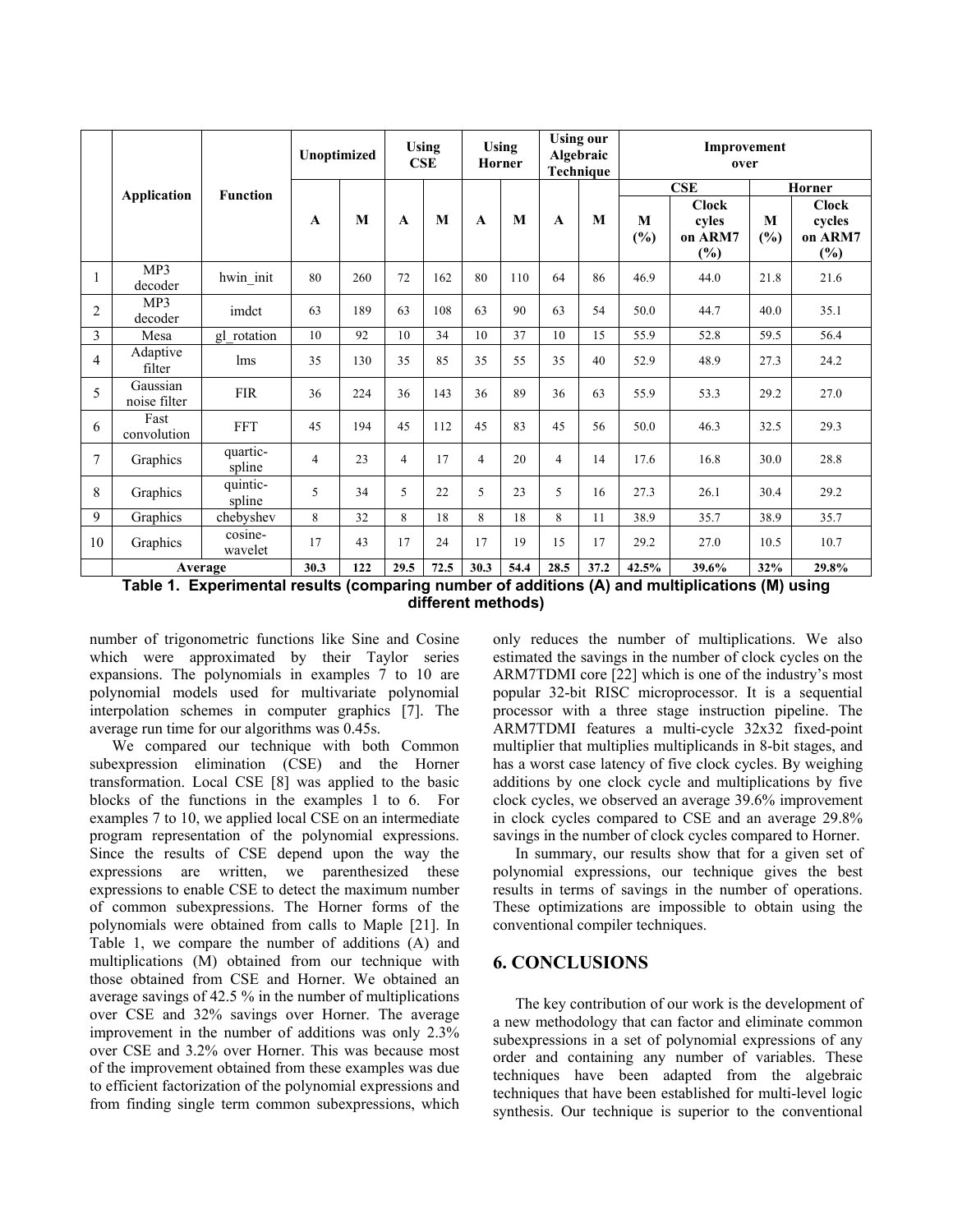| | Application | Function | Unoptimized | | Using CSE | | Using Horner | | Using our Algebraic Technique | | Improvement over | | | |
|---|---|---|---|---|---|---|---|---|---|---|---|---|---|---|
| | | | | | | | | | | | CSE | | Horner | |
| | | | A | M | A | M | A | M | A | M | M (%) | Clock cyles on ARM7 (%) | M (%) | Clock cycles on ARM7 (%) |
| 1 | MP3 decoder | hwin_init | 80 | 260 | 72 | 162 | 80 | 110 | 64 | 86 | 46.9 | 44.0 | 21.8 | 21.6 |
| 2 | MP3 decoder | imdct | 63 | 189 | 63 | 108 | 63 | 90 | 63 | 54 | 50.0 | 44.7 | 40.0 | 35.1 |
| 3 | Mesa | gl_rotation | 10 | 92 | 10 | 34 | 10 | 37 | 10 | 15 | 55.9 | 52.8 | 59.5 | 56.4 |
| 4 | Adaptive filter | lms | 35 | 130 | 35 | 85 | 35 | 55 | 35 | 40 | 52.9 | 48.9 | 27.3 | 24.2 |
| 5 | Gaussian noise filter | FIR | 36 | 224 | 36 | 143 | 36 | 89 | 36 | 63 | 55.9 | 53.3 | 29.2 | 27.0 |
| 6 | Fast convolution | FFT | 45 | 194 | 45 | 112 | 45 | 83 | 45 | 56 | 50.0 | 46.3 | 32.5 | 29.3 |
| 7 | Graphics | quartic-spline | 4 | 23 | 4 | 17 | 4 | 20 | 4 | 14 | 17.6 | 16.8 | 30.0 | 28.8 |
| 8 | Graphics | quintic-spline | 5 | 34 | 5 | 22 | 5 | 23 | 5 | 16 | 27.3 | 26.1 | 30.4 | 29.2 |
| 9 | Graphics | chebyshev | 8 | 32 | 8 | 18 | 8 | 18 | 8 | 11 | 38.9 | 35.7 | 38.9 | 35.7 |
| 10 | Graphics | cosine-wavelet | 17 | 43 | 17 | 24 | 17 | 19 | 15 | 17 | 29.2 | 27.0 | 10.5 | 10.7 |
| | **Average** | | **30.3** | **122** | **29.5** | **72.5** | **30.3** | **54.4** | **28.5** | **37.2** | **42.5%** | **39.6%** | **32%** | **29.8%** |

**Table 1. Experimental results (comparing number of additions (A) and multiplications (M) using different methods)**

number of trigonometric functions like Sine and Cosine which were approximated by their Taylor series expansions. The polynomials in examples 7 to 10 are polynomial models used for multivariate polynomial interpolation schemes in computer graphics [7]. The average run time for our algorithms was 0.45s.

We compared our technique with both Common subexpression elimination (CSE) and the Horner transformation. Local CSE [8] was applied to the basic blocks of the functions in the examples 1 to 6. For examples 7 to 10, we applied local CSE on an intermediate program representation of the polynomial expressions. Since the results of CSE depend upon the way the expressions are written, we parenthesized these expressions to enable CSE to detect the maximum number of common subexpressions. The Horner forms of the polynomials were obtained from calls to Maple [21]. In Table 1, we compare the number of additions (A) and multiplications (M) obtained from our technique with those obtained from CSE and Horner. We obtained an average savings of 42.5 % in the number of multiplications over CSE and 32% savings over Horner. The average improvement in the number of additions was only 2.3% over CSE and 3.2% over Horner. This was because most of the improvement obtained from these examples was due to efficient factorization of the polynomial expressions and from finding single term common subexpressions, which only reduces the number of multiplications. We also estimated the savings in the number of clock cycles on the ARM7TDMI core [22] which is one of the industry's most popular 32-bit RISC microprocessor. It is a sequential processor with a three stage instruction pipeline. The ARM7TDMI features a multi-cycle 32x32 fixed-point multiplier that multiplies multiplicands in 8-bit stages, and has a worst case latency of five clock cycles. By weighing additions by one clock cycle and multiplications by five clock cycles, we observed an average 39.6% improvement in clock cycles compared to CSE and an average 29.8% savings in the number of clock cycles compared to Horner.

In summary, our results show that for a given set of polynomial expressions, our technique gives the best results in terms of savings in the number of operations. These optimizations are impossible to obtain using the conventional compiler techniques.

## 6. CONCLUSIONS

The key contribution of our work is the development of a new methodology that can factor and eliminate common subexpressions in a set of polynomial expressions of any order and containing any number of variables. These techniques have been adapted from the algebraic techniques that have been established for multi-level logic synthesis. Our technique is superior to the conventional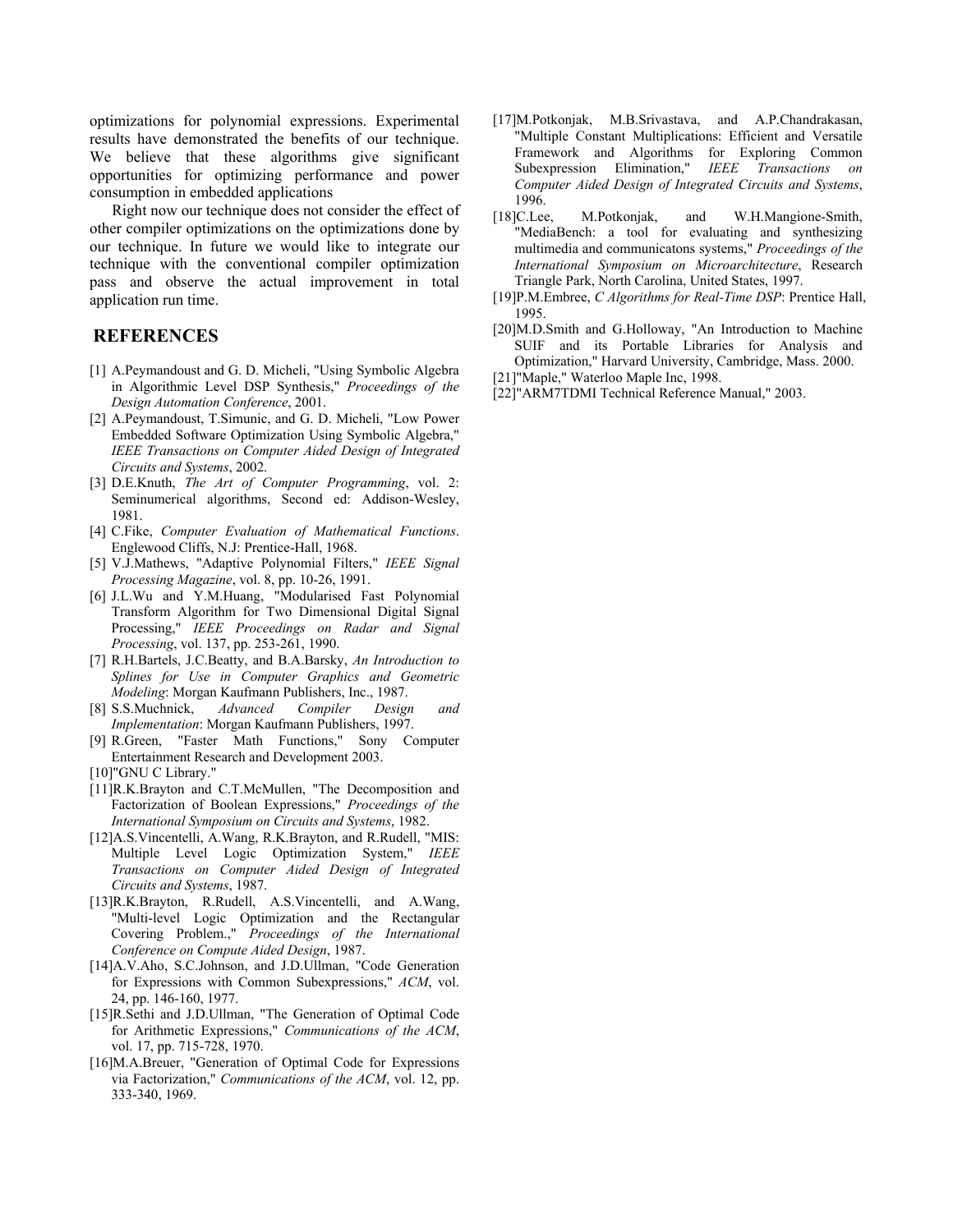optimizations for polynomial expressions. Experimental results have demonstrated the benefits of our technique. We believe that these algorithms give significant opportunities for optimizing performance and power consumption in embedded applications

Right now our technique does not consider the effect of other compiler optimizations on the optimizations done by our technique. In future we would like to integrate our technique with the conventional compiler optimization pass and observe the actual improvement in total application run time.

## REFERENCES

[1] A.Peymandoust and G. D. Micheli, "Using Symbolic Algebra in Algorithmic Level DSP Synthesis," *Proceedings of the Design Automation Conference*, 2001.

[2] A.Peymandoust, T.Simunic, and G. D. Micheli, "Low Power Embedded Software Optimization Using Symbolic Algebra," *IEEE Transactions on Computer Aided Design of Integrated Circuits and Systems*, 2002.

[3] D.E.Knuth, *The Art of Computer Programming*, vol. 2: Seminumerical algorithms, Second ed: Addison-Wesley, 1981.

[4] C.Fike, *Computer Evaluation of Mathematical Functions*. Englewood Cliffs, N.J: Prentice-Hall, 1968.

[5] V.J.Mathews, "Adaptive Polynomial Filters," *IEEE Signal Processing Magazine*, vol. 8, pp. 10-26, 1991.

[6] J.L.Wu and Y.M.Huang, "Modularised Fast Polynomial Transform Algorithm for Two Dimensional Digital Signal Processing," *IEEE Proceedings on Radar and Signal Processing*, vol. 137, pp. 253-261, 1990.

[7] R.H.Bartels, J.C.Beatty, and B.A.Barsky, *An Introduction to Splines for Use in Computer Graphics and Geometric Modeling*: Morgan Kaufmann Publishers, Inc., 1987.

[8] S.S.Muchnick, *Advanced Compiler Design and Implementation*: Morgan Kaufmann Publishers, 1997.

[9] R.Green, "Faster Math Functions," Sony Computer Entertainment Research and Development 2003.

[10]"GNU C Library."

[11]R.K.Brayton and C.T.McMullen, "The Decomposition and Factorization of Boolean Expressions," *Proceedings of the International Symposium on Circuits and Systems*, 1982.

[12]A.S.Vincentelli, A.Wang, R.K.Brayton, and R.Rudell, "MIS: Multiple Level Logic Optimization System," *IEEE Transactions on Computer Aided Design of Integrated Circuits and Systems*, 1987.

[13]R.K.Brayton, R.Rudell, A.S.Vincentelli, and A.Wang, "Multi-level Logic Optimization and the Rectangular Covering Problem.," *Proceedings of the International Conference on Compute Aided Design*, 1987.

[14]A.V.Aho, S.C.Johnson, and J.D.Ullman, "Code Generation for Expressions with Common Subexpressions," *ACM*, vol. 24, pp. 146-160, 1977.

[15]R.Sethi and J.D.Ullman, "The Generation of Optimal Code for Arithmetic Expressions," *Communications of the ACM*, vol. 17, pp. 715-728, 1970.

[16]M.A.Breuer, "Generation of Optimal Code for Expressions via Factorization," *Communications of the ACM*, vol. 12, pp. 333-340, 1969.

[17]M.Potkonjak, M.B.Srivastava, and A.P.Chandrakasan, "Multiple Constant Multiplications: Efficient and Versatile Framework and Algorithms for Exploring Common Subexpression Elimination," *IEEE Transactions on Computer Aided Design of Integrated Circuits and Systems*, 1996.

[18]C.Lee, M.Potkonjak, and W.H.Mangione-Smith, "MediaBench: a tool for evaluating and synthesizing multimedia and communicatons systems," *Proceedings of the International Symposium on Microarchitecture*, Research Triangle Park, North Carolina, United States, 1997.

[19]P.M.Embree, *C Algorithms for Real-Time DSP*: Prentice Hall, 1995.

[20]M.D.Smith and G.Holloway, "An Introduction to Machine SUIF and its Portable Libraries for Analysis and Optimization," Harvard University, Cambridge, Mass. 2000.

[21]"Maple," Waterloo Maple Inc, 1998.

[22]"ARM7TDMI Technical Reference Manual," 2003.